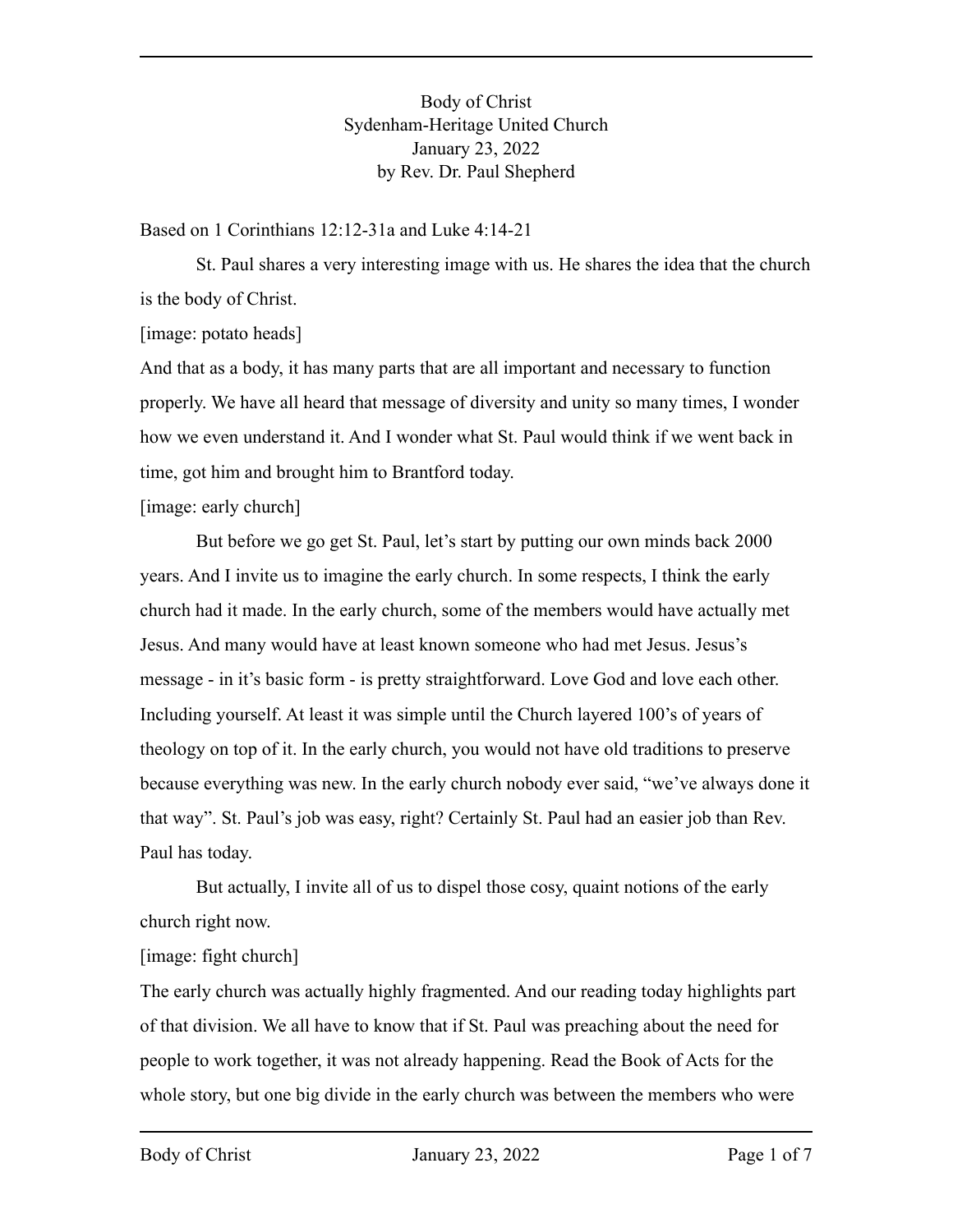Body of Christ
Sydenham-Heritage United Church
January 23, 2022
by Rev. Dr. Paul Shepherd

Based on 1 Corinthians 12:12-31a and Luke 4:14-21

St. Paul shares a very interesting image with us. He shares the idea that the church is the body of Christ.

[image: potato heads]

And that as a body, it has many parts that are all important and necessary to function properly. We have all heard that message of diversity and unity so many times, I wonder how we even understand it. And I wonder what St. Paul would think if we went back in time, got him and brought him to Brantford today.

[image: early church]

But before we go get St. Paul, let's start by putting our own minds back 2000 years. And I invite us to imagine the early church. In some respects, I think the early church had it made. In the early church, some of the members would have actually met Jesus. And many would have at least known someone who had met Jesus. Jesus's message - in it's basic form - is pretty straightforward. Love God and love each other. Including yourself. At least it was simple until the Church layered 100's of years of theology on top of it. In the early church, you would not have old traditions to preserve because everything was new. In the early church nobody ever said, "we've always done it that way". St. Paul's job was easy, right? Certainly St. Paul had an easier job than Rev. Paul has today.

But actually, I invite all of us to dispel those cosy, quaint notions of the early church right now.

[image: fight church]

The early church was actually highly fragmented. And our reading today highlights part of that division. We all have to know that if St. Paul was preaching about the need for people to work together, it was not already happening. Read the Book of Acts for the whole story, but one big divide in the early church was between the members who were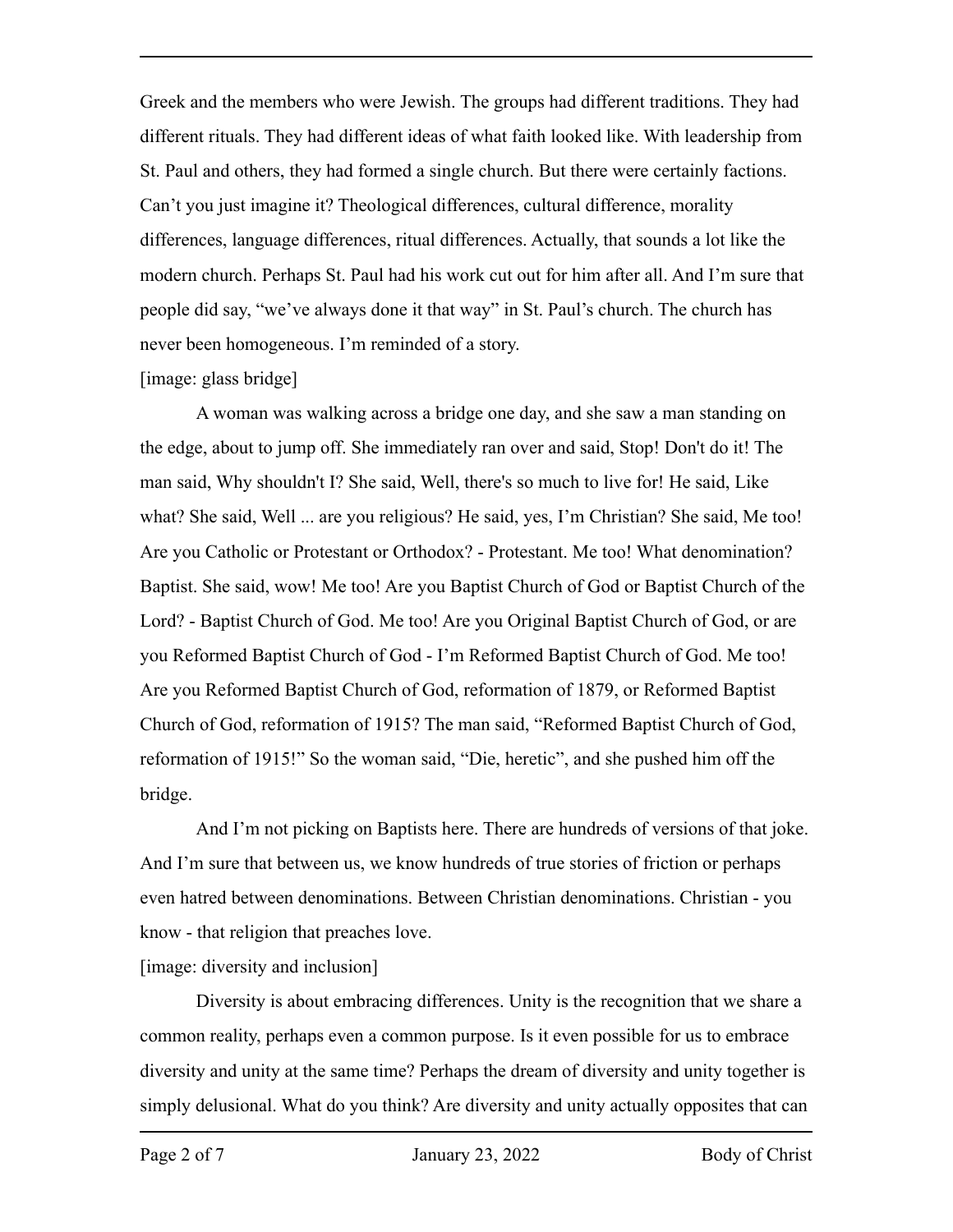Greek and the members who were Jewish. The groups had different traditions. They had different rituals. They had different ideas of what faith looked like. With leadership from St. Paul and others, they had formed a single church. But there were certainly factions. Can't you just imagine it? Theological differences, cultural difference, morality differences, language differences, ritual differences. Actually, that sounds a lot like the modern church. Perhaps St. Paul had his work cut out for him after all. And I'm sure that people did say, "we've always done it that way" in St. Paul's church. The church has never been homogeneous. I'm reminded of a story.

[image: glass bridge]

A woman was walking across a bridge one day, and she saw a man standing on the edge, about to jump off. She immediately ran over and said, Stop! Don't do it! The man said, Why shouldn't I? She said, Well, there's so much to live for! He said, Like what? She said, Well ... are you religious? He said, yes, I'm Christian? She said, Me too! Are you Catholic or Protestant or Orthodox? - Protestant. Me too! What denomination? Baptist. She said, wow! Me too! Are you Baptist Church of God or Baptist Church of the Lord? - Baptist Church of God. Me too! Are you Original Baptist Church of God, or are you Reformed Baptist Church of God - I'm Reformed Baptist Church of God. Me too! Are you Reformed Baptist Church of God, reformation of 1879, or Reformed Baptist Church of God, reformation of 1915? The man said, "Reformed Baptist Church of God, reformation of 1915!" So the woman said, "Die, heretic", and she pushed him off the bridge.

And I'm not picking on Baptists here. There are hundreds of versions of that joke. And I'm sure that between us, we know hundreds of true stories of friction or perhaps even hatred between denominations. Between Christian denominations. Christian - you know - that religion that preaches love.

[image: diversity and inclusion]

Diversity is about embracing differences. Unity is the recognition that we share a common reality, perhaps even a common purpose. Is it even possible for us to embrace diversity and unity at the same time? Perhaps the dream of diversity and unity together is simply delusional. What do you think? Are diversity and unity actually opposites that can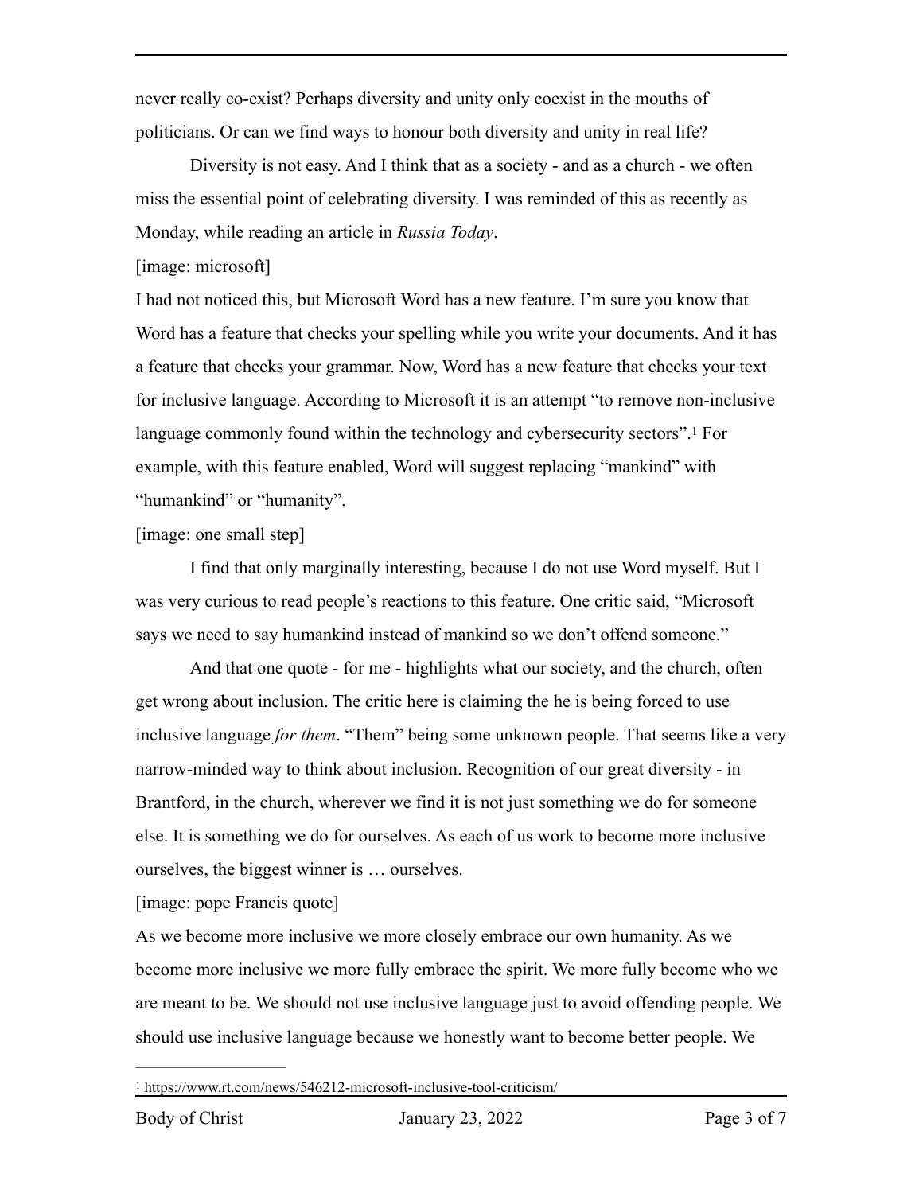never really co-exist? Perhaps diversity and unity only coexist in the mouths of politicians. Or can we find ways to honour both diversity and unity in real life?

Diversity is not easy. And I think that as a society - and as a church - we often miss the essential point of celebrating diversity. I was reminded of this as recently as Monday, while reading an article in *Russia Today*.

[image: microsoft]

I had not noticed this, but Microsoft Word has a new feature. I'm sure you know that Word has a feature that checks your spelling while you write your documents. And it has a feature that checks your grammar. Now, Word has a new feature that checks your text for inclusive language. According to Microsoft it is an attempt "to remove non-inclusive language commonly found within the technology and cybersecurity sectors".[1] For example, with this feature enabled, Word will suggest replacing "mankind" with "humankind" or "humanity".

[image: one small step]

I find that only marginally interesting, because I do not use Word myself. But I was very curious to read people's reactions to this feature. One critic said, "Microsoft says we need to say humankind instead of mankind so we don't offend someone."

And that one quote - for me - highlights what our society, and the church, often get wrong about inclusion. The critic here is claiming the he is being forced to use inclusive language *for them*. "Them" being some unknown people. That seems like a very narrow-minded way to think about inclusion. Recognition of our great diversity - in Brantford, in the church, wherever we find it is not just something we do for someone else. It is something we do for ourselves. As each of us work to become more inclusive ourselves, the biggest winner is … ourselves.

[image: pope Francis quote]

As we become more inclusive we more closely embrace our own humanity. As we become more inclusive we more fully embrace the spirit. We more fully become who we are meant to be. We should not use inclusive language just to avoid offending people. We should use inclusive language because we honestly want to become better people. We

[1] https://www.rt.com/news/546212-microsoft-inclusive-tool-criticism/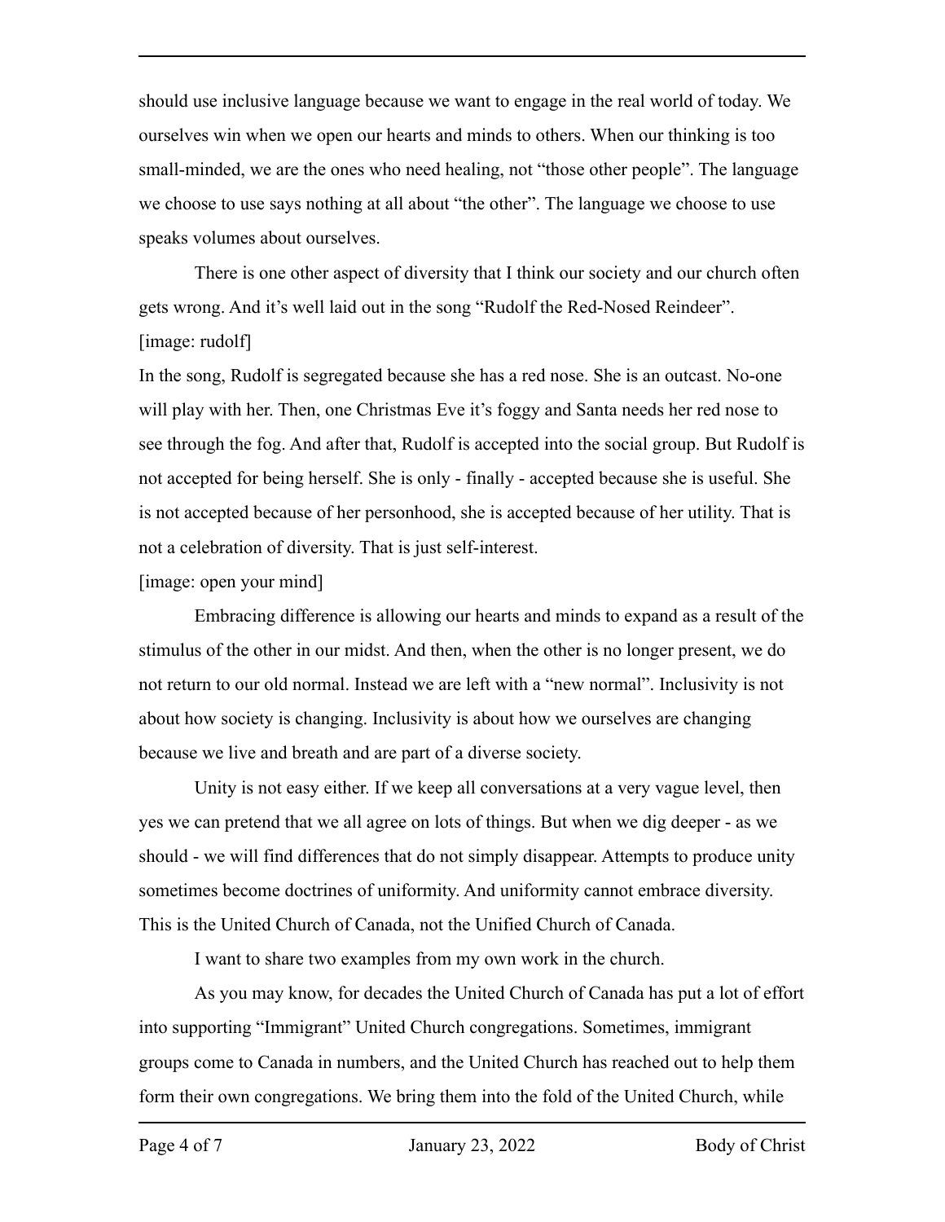should use inclusive language because we want to engage in the real world of today. We ourselves win when we open our hearts and minds to others. When our thinking is too small-minded, we are the ones who need healing, not "those other people". The language we choose to use says nothing at all about "the other". The language we choose to use speaks volumes about ourselves.

There is one other aspect of diversity that I think our society and our church often gets wrong. And it's well laid out in the song "Rudolf the Red-Nosed Reindeer".

[image: rudolf]

In the song, Rudolf is segregated because she has a red nose. She is an outcast. No-one will play with her. Then, one Christmas Eve it's foggy and Santa needs her red nose to see through the fog. And after that, Rudolf is accepted into the social group. But Rudolf is not accepted for being herself. She is only - finally - accepted because she is useful. She is not accepted because of her personhood, she is accepted because of her utility. That is not a celebration of diversity. That is just self-interest.

[image: open your mind]

Embracing difference is allowing our hearts and minds to expand as a result of the stimulus of the other in our midst. And then, when the other is no longer present, we do not return to our old normal. Instead we are left with a "new normal". Inclusivity is not about how society is changing. Inclusivity is about how we ourselves are changing because we live and breath and are part of a diverse society.

Unity is not easy either. If we keep all conversations at a very vague level, then yes we can pretend that we all agree on lots of things. But when we dig deeper - as we should - we will find differences that do not simply disappear. Attempts to produce unity sometimes become doctrines of uniformity. And uniformity cannot embrace diversity. This is the United Church of Canada, not the Unified Church of Canada.

I want to share two examples from my own work in the church.

As you may know, for decades the United Church of Canada has put a lot of effort into supporting "Immigrant" United Church congregations. Sometimes, immigrant groups come to Canada in numbers, and the United Church has reached out to help them form their own congregations. We bring them into the fold of the United Church, while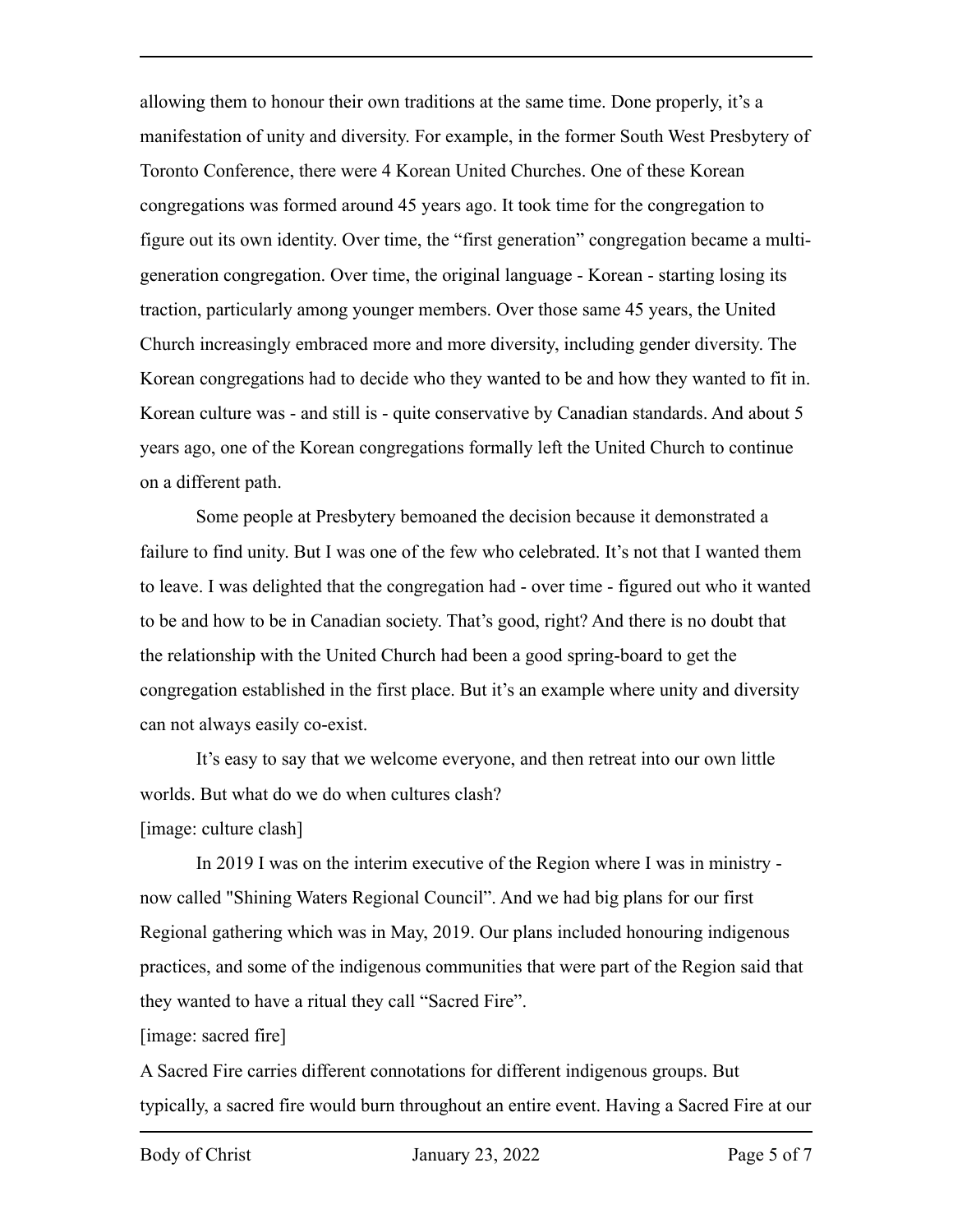allowing them to honour their own traditions at the same time. Done properly, it's a manifestation of unity and diversity. For example, in the former South West Presbytery of Toronto Conference, there were 4 Korean United Churches. One of these Korean congregations was formed around 45 years ago. It took time for the congregation to figure out its own identity. Over time, the "first generation" congregation became a multi-generation congregation. Over time, the original language - Korean - starting losing its traction, particularly among younger members. Over those same 45 years, the United Church increasingly embraced more and more diversity, including gender diversity. The Korean congregations had to decide who they wanted to be and how they wanted to fit in. Korean culture was - and still is - quite conservative by Canadian standards. And about 5 years ago, one of the Korean congregations formally left the United Church to continue on a different path.

Some people at Presbytery bemoaned the decision because it demonstrated a failure to find unity. But I was one of the few who celebrated. It's not that I wanted them to leave. I was delighted that the congregation had - over time - figured out who it wanted to be and how to be in Canadian society. That's good, right? And there is no doubt that the relationship with the United Church had been a good spring-board to get the congregation established in the first place. But it's an example where unity and diversity can not always easily co-exist.

It's easy to say that we welcome everyone, and then retreat into our own little worlds. But what do we do when cultures clash?

[image: culture clash]

In 2019 I was on the interim executive of the Region where I was in ministry - now called "Shining Waters Regional Council". And we had big plans for our first Regional gathering which was in May, 2019. Our plans included honouring indigenous practices, and some of the indigenous communities that were part of the Region said that they wanted to have a ritual they call "Sacred Fire".

[image: sacred fire]

A Sacred Fire carries different connotations for different indigenous groups. But typically, a sacred fire would burn throughout an entire event. Having a Sacred Fire at our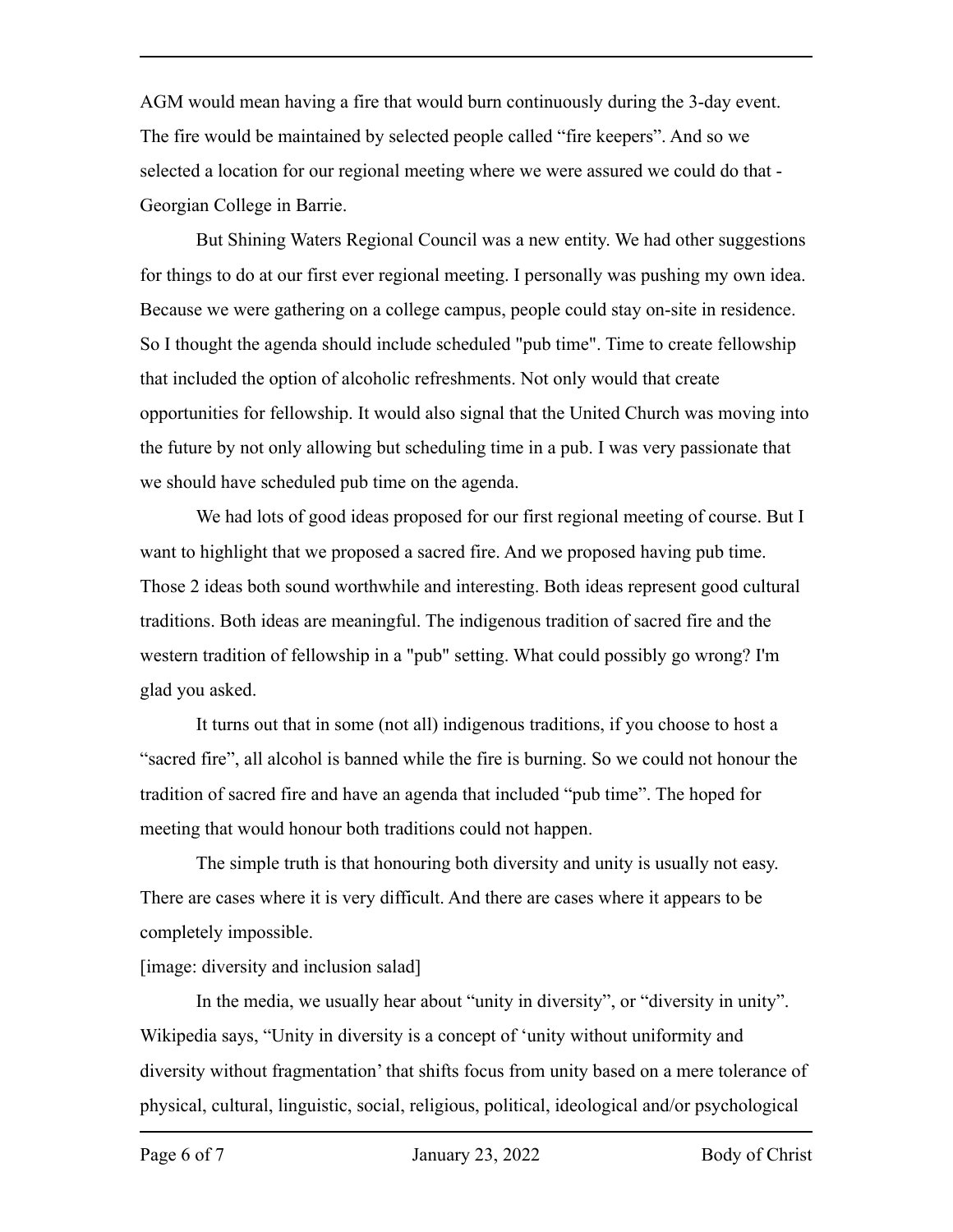AGM would mean having a fire that would burn continuously during the 3-day event. The fire would be maintained by selected people called "fire keepers". And so we selected a location for our regional meeting where we were assured we could do that - Georgian College in Barrie.

But Shining Waters Regional Council was a new entity. We had other suggestions for things to do at our first ever regional meeting. I personally was pushing my own idea. Because we were gathering on a college campus, people could stay on-site in residence. So I thought the agenda should include scheduled "pub time". Time to create fellowship that included the option of alcoholic refreshments. Not only would that create opportunities for fellowship. It would also signal that the United Church was moving into the future by not only allowing but scheduling time in a pub. I was very passionate that we should have scheduled pub time on the agenda.

We had lots of good ideas proposed for our first regional meeting of course. But I want to highlight that we proposed a sacred fire. And we proposed having pub time. Those 2 ideas both sound worthwhile and interesting. Both ideas represent good cultural traditions. Both ideas are meaningful. The indigenous tradition of sacred fire and the western tradition of fellowship in a "pub" setting. What could possibly go wrong? I'm glad you asked.

It turns out that in some (not all) indigenous traditions, if you choose to host a "sacred fire", all alcohol is banned while the fire is burning. So we could not honour the tradition of sacred fire and have an agenda that included "pub time". The hoped for meeting that would honour both traditions could not happen.

The simple truth is that honouring both diversity and unity is usually not easy. There are cases where it is very difficult. And there are cases where it appears to be completely impossible.

[image: diversity and inclusion salad]

In the media, we usually hear about "unity in diversity", or "diversity in unity". Wikipedia says, "Unity in diversity is a concept of 'unity without uniformity and diversity without fragmentation' that shifts focus from unity based on a mere tolerance of physical, cultural, linguistic, social, religious, political, ideological and/or psychological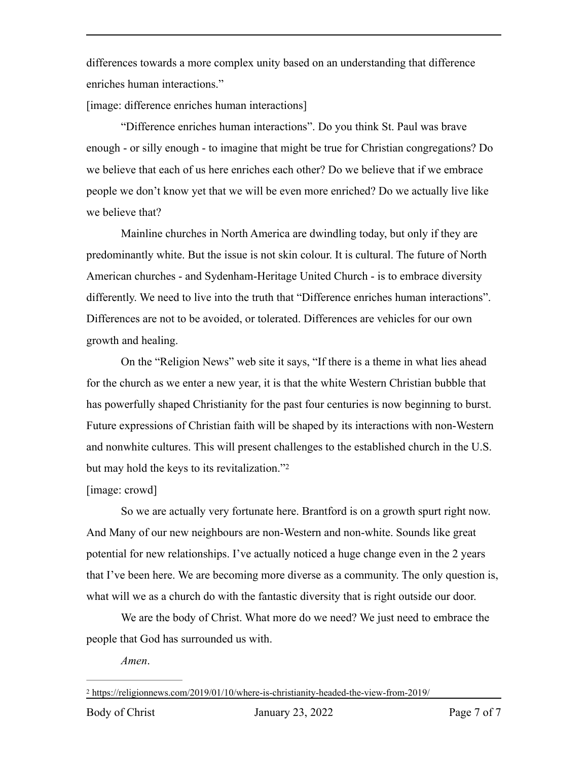differences towards a more complex unity based on an understanding that difference enriches human interactions."

[image: difference enriches human interactions]

"Difference enriches human interactions". Do you think St. Paul was brave enough - or silly enough - to imagine that might be true for Christian congregations? Do we believe that each of us here enriches each other? Do we believe that if we embrace people we don't know yet that we will be even more enriched? Do we actually live like we believe that?

Mainline churches in North America are dwindling today, but only if they are predominantly white. But the issue is not skin colour. It is cultural. The future of North American churches - and Sydenham-Heritage United Church - is to embrace diversity differently. We need to live into the truth that "Difference enriches human interactions". Differences are not to be avoided, or tolerated. Differences are vehicles for our own growth and healing.

On the "Religion News" web site it says, "If there is a theme in what lies ahead for the church as we enter a new year, it is that the white Western Christian bubble that has powerfully shaped Christianity for the past four centuries is now beginning to burst. Future expressions of Christian faith will be shaped by its interactions with non-Western and nonwhite cultures. This will present challenges to the established church in the U.S. but may hold the keys to its revitalization."[2]

[image: crowd]

So we are actually very fortunate here. Brantford is on a growth spurt right now. And Many of our new neighbours are non-Western and non-white. Sounds like great potential for new relationships. I've actually noticed a huge change even in the 2 years that I've been here. We are becoming more diverse as a community. The only question is, what will we as a church do with the fantastic diversity that is right outside our door.

We are the body of Christ. What more do we need? We just need to embrace the people that God has surrounded us with.

*Amen*.

---

[2] https://religionnews.com/2019/01/10/where-is-christianity-headed-the-view-from-2019/